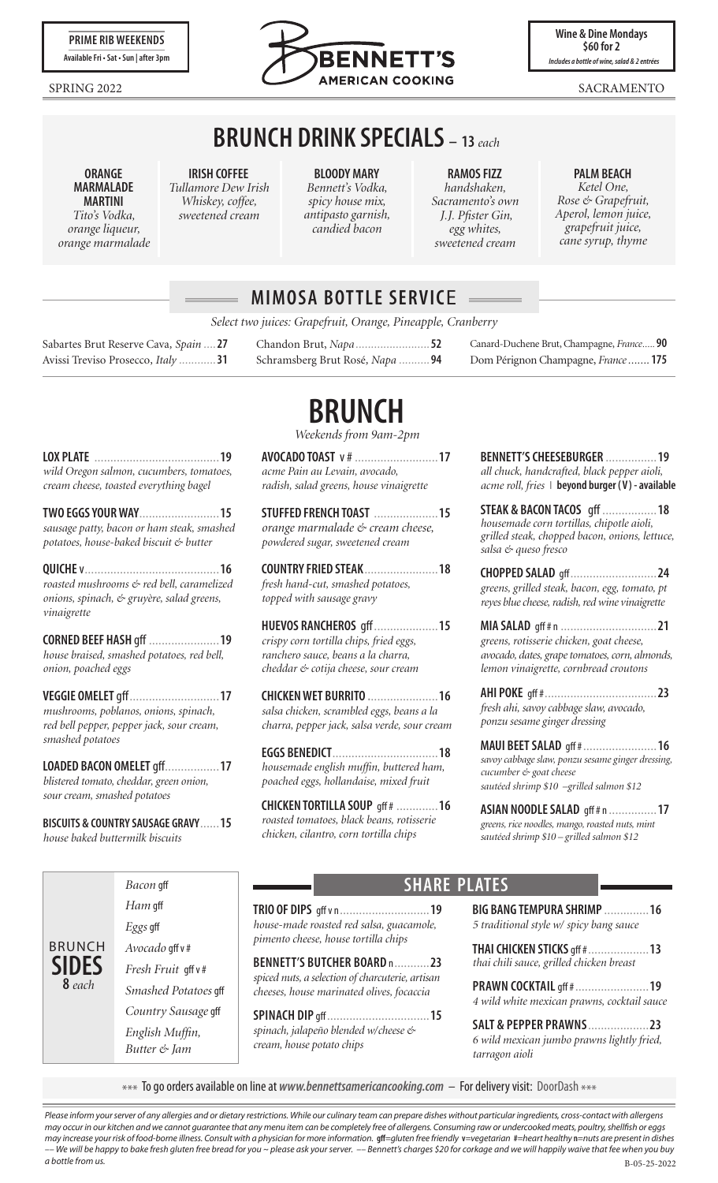**PRIME RIB WEEKENDS**
Available Fri • Sat • Sun | after 3pm

SPRING 2022

# BENNETT'S AMERICAN COOKING

**Wine & Dine Mondays**
**$60 for 2**
*Includes a bottle of wine, salad & 2 entrées*

SACRAMENTO

## BRUNCH DRINK SPECIALS – 13 *each*

**ORANGE MARMALADE MARTINI**
*Tito's Vodka, orange liqueur, orange marmalade*

**IRISH COFFEE**
*Tullamore Dew Irish Whiskey, coffee, sweetened cream*

**BLOODY MARY**
*Bennett's Vodka, spicy house mix, antipasto garnish, candied bacon*

**RAMOS FIZZ**
*handshaken, Sacramento's own J.J. Pfister Gin, egg whites, sweetened cream*

**PALM BEACH**
*Ketel One, Rose & Grapefruit, Aperol, lemon juice, grapefruit juice, cane syrup, thyme*

## MIMOSA BOTTLE SERVICE

*Select two juices: Grapefruit, Orange, Pineapple, Cranberry*

- Sabartes Brut Reserve Cava, *Spain* .... **27**
- Avissi Treviso Prosecco, *Italy* ............ **31**
- Chandon Brut, *Napa* ........................ **52**
- Schramsberg Brut Rosé, *Napa* .......... **94**
- Canard-Duchene Brut, Champagne, *France*..... **90**
- Dom Pérignon Champagne, *France* ....... **175**

# BRUNCH

*Weekends from 9am-2pm*

**LOX PLATE** ....................................... **19**
*wild Oregon salmon, cucumbers, tomatoes, cream cheese, toasted everything bagel*

**TWO EGGS YOUR WAY** ......................... **15**
*sausage patty, bacon or ham steak, smashed potatoes, house-baked biscuit & butter*

**QUICHE** v ........................................... **16**
*roasted mushrooms & red bell, caramelized onions, spinach, & gruyère, salad greens, vinaigrette*

**CORNED BEEF HASH** gff ...................... **19**
*house braised, smashed potatoes, red bell, onion, poached eggs*

**VEGGIE OMELET** gff ............................ **17**
*mushrooms, poblanos, onions, spinach, red bell pepper, pepper jack, sour cream, smashed potatoes*

**LOADED BACON OMELET** gff ................. **17**
*blistered tomato, cheddar, green onion, sour cream, smashed potatoes*

**BISCUITS & COUNTRY SAUSAGE GRAVY** ...... **15**
*house baked buttermilk biscuits*

**AVOCADO TOAST** v # .......................... **17**
*acme Pain au Levain, avocado, radish, salad greens, house vinaigrette*

**STUFFED FRENCH TOAST** .................... **15**
*orange marmalade & cream cheese, powdered sugar, sweetened cream*

**COUNTRY FRIED STEAK** ....................... **18**
*fresh hand-cut, smashed potatoes, topped with sausage gravy*

**HUEVOS RANCHEROS** gff .................... **15**
*crispy corn tortilla chips, fried eggs, ranchero sauce, beans a la charra, cheddar & cotija cheese, sour cream*

**CHICKEN WET BURRITO** ...................... **16**
*salsa chicken, scrambled eggs, beans a la charra, pepper jack, salsa verde, sour cream*

**EGGS BENEDICT** ................................. **18**
*housemade english muffin, buttered ham, poached eggs, hollandaise, mixed fruit*

**CHICKEN TORTILLA SOUP** gff # ............. **16**
*roasted tomatoes, black beans, rotisserie chicken, cilantro, corn tortilla chips*

**BENNETT'S CHEESEBURGER** ................ **19**
*all chuck, handcrafted, black pepper aioli, acme roll, fries* | **beyond burger (V) - available**

**STEAK & BACON TACOS** gff ................. **18**
*housemade corn tortillas, chipotle aioli, grilled steak, chopped bacon, onions, lettuce, salsa & queso fresco*

**CHOPPED SALAD** gff ........................... **24**
*greens, grilled steak, bacon, egg, tomato, pt reyes blue cheese, radish, red wine vinaigrette*

**MIA SALAD** gff # n ............................. **21**
*greens, rotisserie chicken, goat cheese, avocado, dates, grape tomatoes, corn, almonds, lemon vinaigrette, cornbread croutons*

**AHI POKE** gff # ................................... **23**
*fresh ahi, savoy cabbage slaw, avocado, ponzu sesame ginger dressing*

**MAUI BEET SALAD** gff # ....................... **16**
*savoy cabbage slaw, ponzu sesame ginger dressing, cucumber & goat cheese*
*sautéed shrimp $10 –grilled salmon $12*

**ASIAN NOODLE SALAD** gff # n ............... **17**
*greens, rice noodles, mango, roasted nuts, mint*
*sautéed shrimp $10 – grilled salmon $12*

## BRUNCH SIDES 8 *each*

- *Bacon* gff
- *Ham* gff
- *Eggs* gff
- *Avocado* gff v #
- *Fresh Fruit* gff v #
- *Smashed Potatoes* gff
- *Country Sausage* gff
- *English Muffin, Butter & Jam*

## SHARE PLATES

**TRIO OF DIPS** gff v n ............................ **19**
*house-made roasted red salsa, guacamole, pimento cheese, house tortilla chips*

**BENNETT'S BUTCHER BOARD** n ........... **23**
*spiced nuts, a selection of charcuterie, artisan cheeses, house marinated olives, focaccia*

**SPINACH DIP** gff ................................ **15**
*spinach, jalapeño blended w/cheese & cream, house potato chips*

**BIG BANG TEMPURA SHRIMP** .............. **16**
*5 traditional style w/ spicy bang sauce*

**THAI CHICKEN STICKS** gff # ................... **13**
*thai chili sauce, grilled chicken breast*

**PRAWN COCKTAIL** gff # ....................... **19**
*4 wild white mexican prawns, cocktail sauce*

**SALT & PEPPER PRAWNS** ................... **23**
*6 wild mexican jumbo prawns lightly fried, tarragon aioli*

*** To go orders available on line at ***www.bennettsamericancooking.com*** – For delivery visit: DoorDash ***

*Please inform your server of any allergies and or dietary restrictions. While our culinary team can prepare dishes without particular ingredients, cross-contact with allergens may occur in our kitchen and we cannot guarantee that any menu item can be completely free of allergens. Consuming raw or undercooked meats, poultry, shellfish or eggs may increase your risk of food-borne illness. Consult with a physician for more information.* **gff**=gluten free friendly **v**=vegetarian **#**=heart healthy **n**=nuts are present in dishes *–– We will be happy to bake fresh gluten free bread for you ~ please ask your server. –– Bennett's charges $20 for corkage and we will happily waive that fee when you buy a bottle from us.*

B-05-25-2022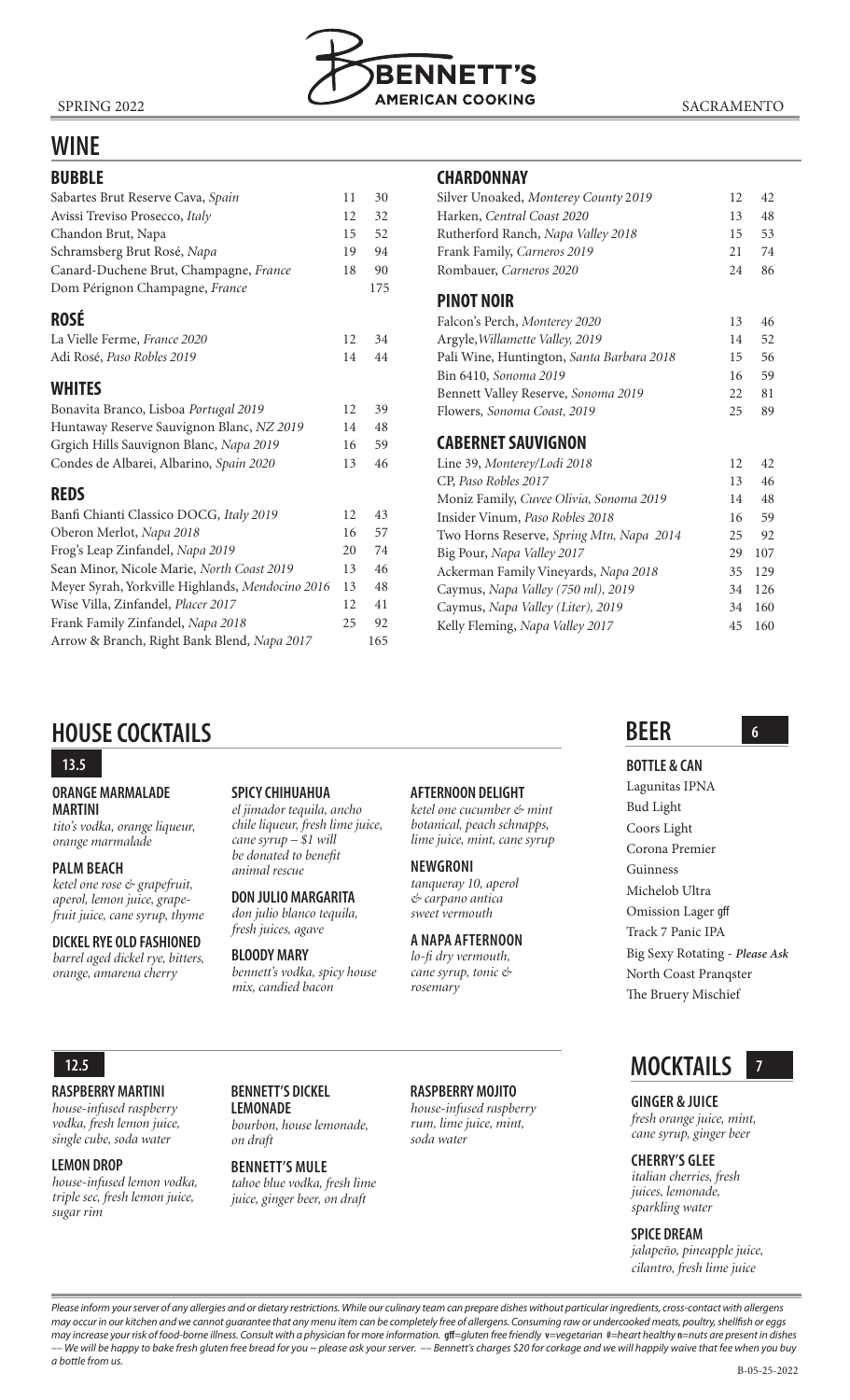SPRING 2022

# BENNETT'S AMERICAN COOKING

SACRAMENTO

## WINE

### BUBBLE

| | | |
|---|---|---|
| Sabartes Brut Reserve Cava, *Spain* | 11 | 30 |
| Avissi Treviso Prosecco, *Italy* | 12 | 32 |
| Chandon Brut, Napa | 15 | 52 |
| Schramsberg Brut Rosé, *Napa* | 19 | 94 |
| Canard-Duchene Brut, Champagne, *France* | 18 | 90 |
| Dom Pérignon Champagne, *France* | | 175 |

### ROSÉ

| | | |
|---|---|---|
| La Vielle Ferme, *France 2020* | 12 | 34 |
| Adi Rosé, *Paso Robles 2019* | 14 | 44 |

### WHITES

| | | |
|---|---|---|
| Bonavita Branco, Lisboa *Portugal 2019* | 12 | 39 |
| Huntaway Reserve Sauvignon Blanc, *NZ 2019* | 14 | 48 |
| Grgich Hills Sauvignon Blanc, *Napa 2019* | 16 | 59 |
| Condes de Albarei, Albarino, *Spain 2020* | 13 | 46 |

### REDS

| | | |
|---|---|---|
| Banfi Chianti Classico DOCG, *Italy 2019* | 12 | 43 |
| Oberon Merlot, *Napa 2018* | 16 | 57 |
| Frog's Leap Zinfandel, *Napa 2019* | 20 | 74 |
| Sean Minor, Nicole Marie, *North Coast 2019* | 13 | 46 |
| Meyer Syrah, Yorkville Highlands, *Mendocino 2016* | 13 | 48 |
| Wise Villa, Zinfandel, *Placer 2017* | 12 | 41 |
| Frank Family Zinfandel, *Napa 2018* | 25 | 92 |
| Arrow & Branch, Right Bank Blend, *Napa 2017* | | 165 |

### CHARDONNAY

| | | |
|---|---|---|
| Silver Unoaked, *Monterey County 2019* | 12 | 42 |
| Harken, *Central Coast 2020* | 13 | 48 |
| Rutherford Ranch, *Napa Valley 2018* | 15 | 53 |
| Frank Family, *Carneros 2019* | 21 | 74 |
| Rombauer, *Carneros 2020* | 24 | 86 |

### PINOT NOIR

| | | |
|---|---|---|
| Falcon's Perch, *Monterey 2020* | 13 | 46 |
| Argyle, *Willamette Valley, 2019* | 14 | 52 |
| Pali Wine, Huntington, *Santa Barbara 2018* | 15 | 56 |
| Bin 6410, *Sonoma 2019* | 16 | 59 |
| Bennett Valley Reserve, *Sonoma 2019* | 22 | 81 |
| Flowers, *Sonoma Coast, 2019* | 25 | 89 |

### CABERNET SAUVIGNON

| | | |
|---|---|---|
| Line 39, *Monterey/Lodi 2018* | 12 | 42 |
| CP, *Paso Robles 2017* | 13 | 46 |
| Moniz Family, *Cuvee Olivia, Sonoma 2019* | 14 | 48 |
| Insider Vinum, *Paso Robles 2018* | 16 | 59 |
| Two Horns Reserve, *Spring Mtn, Napa 2014* | 25 | 92 |
| Big Pour, *Napa Valley 2017* | 29 | 107 |
| Ackerman Family Vineyards, *Napa 2018* | 35 | 129 |
| Caymus, *Napa Valley (750 ml), 2019* | 34 | 126 |
| Caymus, *Napa Valley (Liter), 2019* | 34 | 160 |
| Kelly Fleming, *Napa Valley 2017* | 45 | 160 |

## HOUSE COCKTAILS

### 13.5

**ORANGE MARMALADE MARTINI**
*tito's vodka, orange liqueur, orange marmalade*

**PALM BEACH**
*ketel one rose & grapefruit, aperol, lemon juice, grapefruit juice, cane syrup, thyme*

**DICKEL RYE OLD FASHIONED**
*barrel aged dickel rye, bitters, orange, amarena cherry*

**SPICY CHIHUAHUA**
*el jimador tequila, ancho chile liqueur, fresh lime juice, cane syrup – $1 will be donated to benefit animal rescue*

**DON JULIO MARGARITA**
*don julio blanco tequila, fresh juices, agave*

**BLOODY MARY**
*bennett's vodka, spicy house mix, candied bacon*

**AFTERNOON DELIGHT**
*ketel one cucumber & mint botanical, peach schnapps, lime juice, mint, cane syrup*

**NEWGRONI**
*tanqueray 10, aperol & carpano antica sweet vermouth*

**A NAPA AFTERNOON**
*lo-fi dry vermouth, cane syrup, tonic & rosemary*

### 12.5

**RASPBERRY MARTINI**
*house-infused raspberry vodka, fresh lemon juice, single cube, soda water*

**LEMON DROP**
*house-infused lemon vodka, triple sec, fresh lemon juice, sugar rim*

**BENNETT'S DICKEL LEMONADE**
*bourbon, house lemonade, on draft*

**BENNETT'S MULE**
*tahoe blue vodka, fresh lime juice, ginger beer, on draft*

**RASPBERRY MOJITO**
*house-infused raspberry rum, lime juice, mint, soda water*

## BEER 6

### BOTTLE & CAN

Lagunitas IPNA
Bud Light
Coors Light
Corona Premier
Guinness
Michelob Ultra
Omission Lager gff
Track 7 Panic IPA
Big Sexy Rotating - ***Please Ask***
North Coast Pranqster
The Bruery Mischief

## MOCKTAILS 7

**GINGER & JUICE**
*fresh orange juice, mint, cane syrup, ginger beer*

**CHERRY'S GLEE**
*italian cherries, fresh juices, lemonade, sparkling water*

**SPICE DREAM**
*jalapeño, pineapple juice, cilantro, fresh lime juice*

*Please inform your server of any allergies and or dietary restrictions. While our culinary team can prepare dishes without particular ingredients, cross-contact with allergens may occur in our kitchen and we cannot guarantee that any menu item can be completely free of allergens. Consuming raw or undercooked meats, poultry, shellfish or eggs may increase your risk of food-borne illness. Consult with a physician for more information. gff=gluten free friendly v=vegetarian ♥=heart healthy n=nuts are present in dishes —— We will be happy to bake fresh gluten free bread for you ~ please ask your server. —— Bennett's charges $20 for corkage and we will happily waive that fee when you buy a bottle from us.*

B-05-25-2022